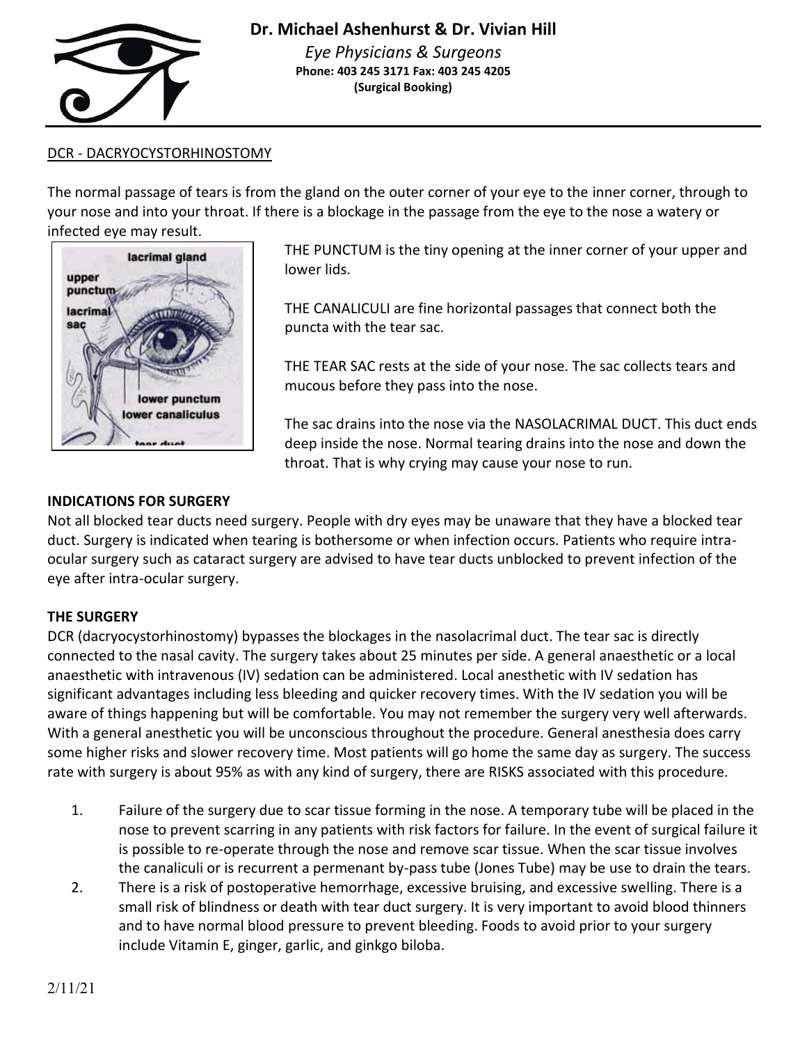**Dr. Michael Ashenhurst & Dr. Vivian Hill**

*Eye Physicians & Surgeons*

**Phone: 403 245 3171 Fax: 403 245 4205**
**(Surgical Booking)**

## DCR - DACRYOCYSTORHINOSTOMY

The normal passage of tears is from the gland on the outer corner of your eye to the inner corner, through to your nose and into your throat. If there is a blockage in the passage from the eye to the nose a watery or infected eye may result.

THE PUNCTUM is the tiny opening at the inner corner of your upper and lower lids.

THE CANALICULI are fine horizontal passages that connect both the puncta with the tear sac.

THE TEAR SAC rests at the side of your nose. The sac collects tears and mucous before they pass into the nose.

The sac drains into the nose via the NASOLACRIMAL DUCT. This duct ends deep inside the nose. Normal tearing drains into the nose and down the throat. That is why crying may cause your nose to run.

### INDICATIONS FOR SURGERY

Not all blocked tear ducts need surgery. People with dry eyes may be unaware that they have a blocked tear duct. Surgery is indicated when tearing is bothersome or when infection occurs. Patients who require intra-ocular surgery such as cataract surgery are advised to have tear ducts unblocked to prevent infection of the eye after intra-ocular surgery.

### THE SURGERY

DCR (dacryocystorhinostomy) bypasses the blockages in the nasolacrimal duct. The tear sac is directly connected to the nasal cavity. The surgery takes about 25 minutes per side. A general anaesthetic or a local anaesthetic with intravenous (IV) sedation can be administered. Local anesthetic with IV sedation has significant advantages including less bleeding and quicker recovery times. With the IV sedation you will be aware of things happening but will be comfortable. You may not remember the surgery very well afterwards. With a general anesthetic you will be unconscious throughout the procedure. General anesthesia does carry some higher risks and slower recovery time. Most patients will go home the same day as surgery. The success rate with surgery is about 95% as with any kind of surgery, there are RISKS associated with this procedure.

1. Failure of the surgery due to scar tissue forming in the nose. A temporary tube will be placed in the nose to prevent scarring in any patients with risk factors for failure. In the event of surgical failure it is possible to re-operate through the nose and remove scar tissue. When the scar tissue involves the canaliculi or is recurrent a permenant by-pass tube (Jones Tube) may be use to drain the tears.
2. There is a risk of postoperative hemorrhage, excessive bruising, and excessive swelling. There is a small risk of blindness or death with tear duct surgery. It is very important to avoid blood thinners and to have normal blood pressure to prevent bleeding. Foods to avoid prior to your surgery include Vitamin E, ginger, garlic, and ginkgo biloba.

2/11/21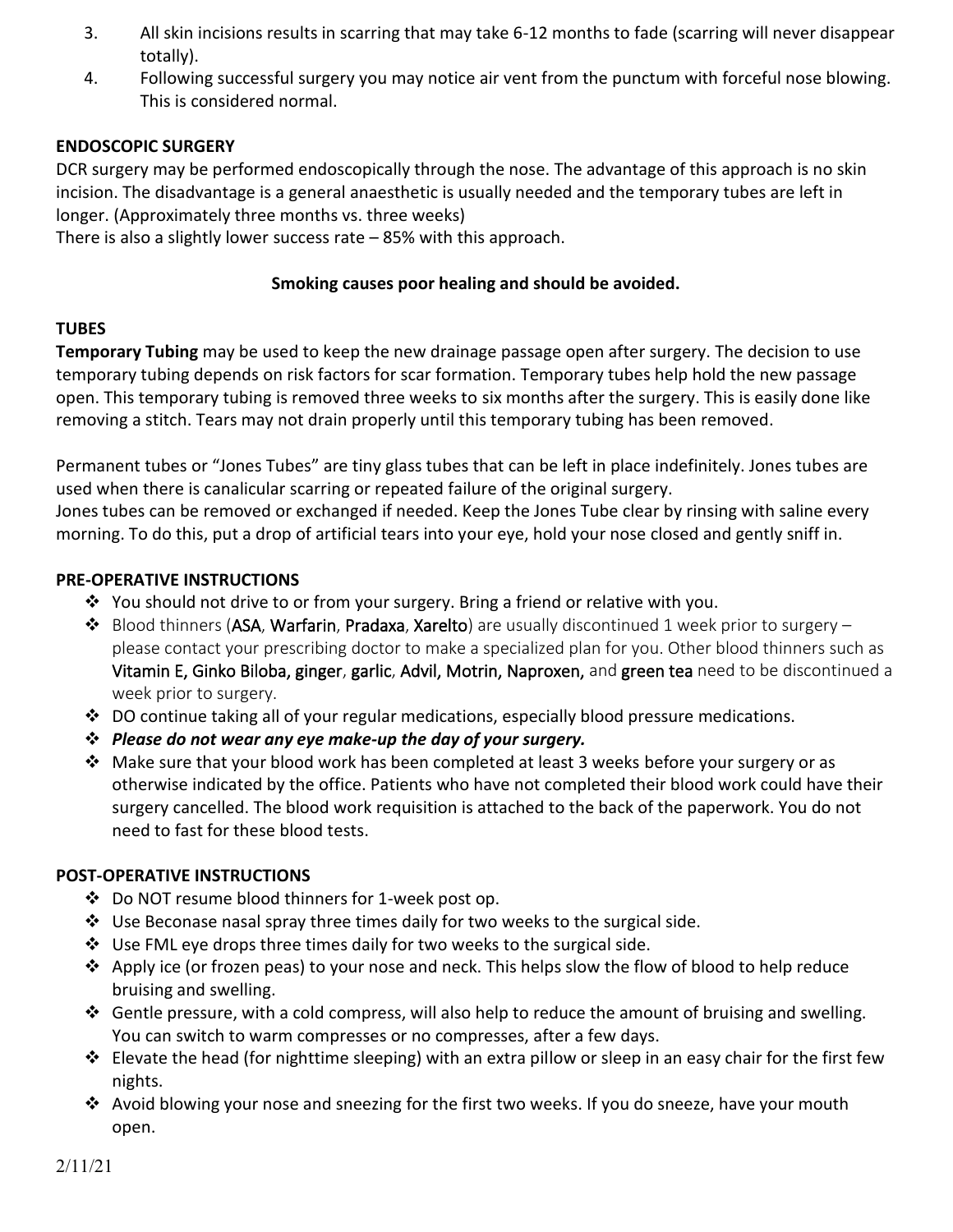3. All skin incisions results in scarring that may take 6-12 months to fade (scarring will never disappear totally).
4. Following successful surgery you may notice air vent from the punctum with forceful nose blowing. This is considered normal.

**ENDOSCOPIC SURGERY**

DCR surgery may be performed endoscopically through the nose. The advantage of this approach is no skin incision. The disadvantage is a general anaesthetic is usually needed and the temporary tubes are left in longer. (Approximately three months vs. three weeks)
There is also a slightly lower success rate – 85% with this approach.

**Smoking causes poor healing and should be avoided.**

**TUBES**

**Temporary Tubing** may be used to keep the new drainage passage open after surgery. The decision to use temporary tubing depends on risk factors for scar formation. Temporary tubes help hold the new passage open. This temporary tubing is removed three weeks to six months after the surgery. This is easily done like removing a stitch. Tears may not drain properly until this temporary tubing has been removed.

Permanent tubes or "Jones Tubes" are tiny glass tubes that can be left in place indefinitely. Jones tubes are used when there is canalicular scarring or repeated failure of the original surgery.
Jones tubes can be removed or exchanged if needed. Keep the Jones Tube clear by rinsing with saline every morning. To do this, put a drop of artificial tears into your eye, hold your nose closed and gently sniff in.

**PRE-OPERATIVE INSTRUCTIONS**

- You should not drive to or from your surgery. Bring a friend or relative with you.
- Blood thinners (ASA, Warfarin, Pradaxa, Xarelto) are usually discontinued 1 week prior to surgery – please contact your prescribing doctor to make a specialized plan for you. Other blood thinners such as Vitamin E, Ginko Biloba, ginger, garlic, Advil, Motrin, Naproxen, and green tea need to be discontinued a week prior to surgery.
- DO continue taking all of your regular medications, especially blood pressure medications.
- ***Please do not wear any eye make-up the day of your surgery.***
- Make sure that your blood work has been completed at least 3 weeks before your surgery or as otherwise indicated by the office. Patients who have not completed their blood work could have their surgery cancelled. The blood work requisition is attached to the back of the paperwork. You do not need to fast for these blood tests.

**POST-OPERATIVE INSTRUCTIONS**

- Do NOT resume blood thinners for 1-week post op.
- Use Beconase nasal spray three times daily for two weeks to the surgical side.
- Use FML eye drops three times daily for two weeks to the surgical side.
- Apply ice (or frozen peas) to your nose and neck. This helps slow the flow of blood to help reduce bruising and swelling.
- Gentle pressure, with a cold compress, will also help to reduce the amount of bruising and swelling. You can switch to warm compresses or no compresses, after a few days.
- Elevate the head (for nighttime sleeping) with an extra pillow or sleep in an easy chair for the first few nights.
- Avoid blowing your nose and sneezing for the first two weeks. If you do sneeze, have your mouth open.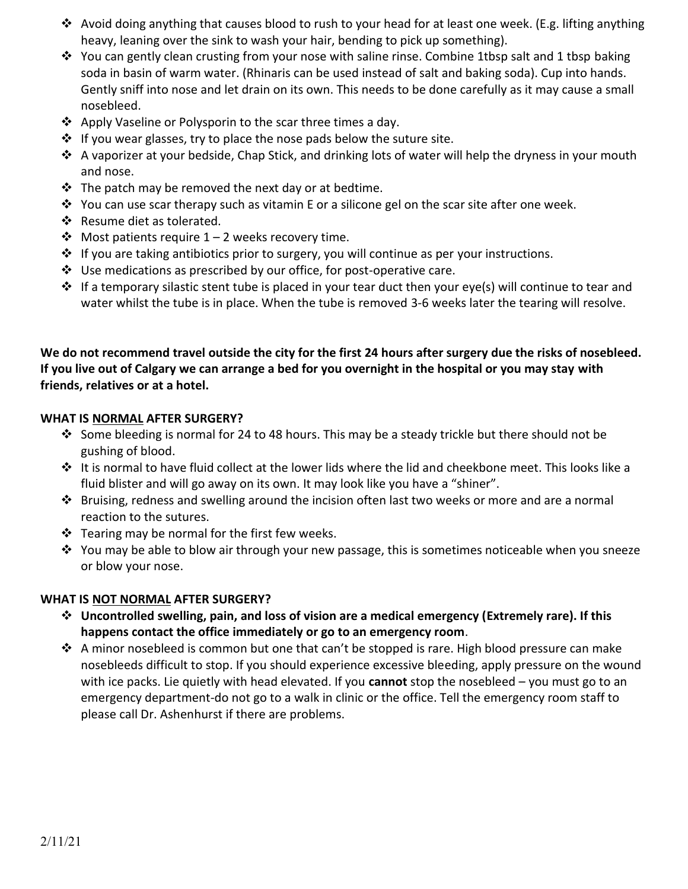- Avoid doing anything that causes blood to rush to your head for at least one week. (E.g. lifting anything heavy, leaning over the sink to wash your hair, bending to pick up something).
- You can gently clean crusting from your nose with saline rinse. Combine 1tbsp salt and 1 tbsp baking soda in basin of warm water. (Rhinaris can be used instead of salt and baking soda). Cup into hands. Gently sniff into nose and let drain on its own. This needs to be done carefully as it may cause a small nosebleed.
- Apply Vaseline or Polysporin to the scar three times a day.
- If you wear glasses, try to place the nose pads below the suture site.
- A vaporizer at your bedside, Chap Stick, and drinking lots of water will help the dryness in your mouth and nose.
- The patch may be removed the next day or at bedtime.
- You can use scar therapy such as vitamin E or a silicone gel on the scar site after one week.
- Resume diet as tolerated.
- Most patients require 1 – 2 weeks recovery time.
- If you are taking antibiotics prior to surgery, you will continue as per your instructions.
- Use medications as prescribed by our office, for post-operative care.
- If a temporary silastic stent tube is placed in your tear duct then your eye(s) will continue to tear and water whilst the tube is in place. When the tube is removed 3-6 weeks later the tearing will resolve.

**We do not recommend travel outside the city for the first 24 hours after surgery due the risks of nosebleed. If you live out of Calgary we can arrange a bed for you overnight in the hospital or you may stay with friends, relatives or at a hotel.**

## WHAT IS NORMAL AFTER SURGERY?

- Some bleeding is normal for 24 to 48 hours. This may be a steady trickle but there should not be gushing of blood.
- It is normal to have fluid collect at the lower lids where the lid and cheekbone meet. This looks like a fluid blister and will go away on its own. It may look like you have a "shiner".
- Bruising, redness and swelling around the incision often last two weeks or more and are a normal reaction to the sutures.
- Tearing may be normal for the first few weeks.
- You may be able to blow air through your new passage, this is sometimes noticeable when you sneeze or blow your nose.

## WHAT IS NOT NORMAL AFTER SURGERY?

- **Uncontrolled swelling, pain, and loss of vision are a medical emergency (Extremely rare). If this happens contact the office immediately or go to an emergency room**.
- A minor nosebleed is common but one that can't be stopped is rare. High blood pressure can make nosebleeds difficult to stop. If you should experience excessive bleeding, apply pressure on the wound with ice packs. Lie quietly with head elevated. If you **cannot** stop the nosebleed – you must go to an emergency department-do not go to a walk in clinic or the office. Tell the emergency room staff to please call Dr. Ashenhurst if there are problems.

2/11/21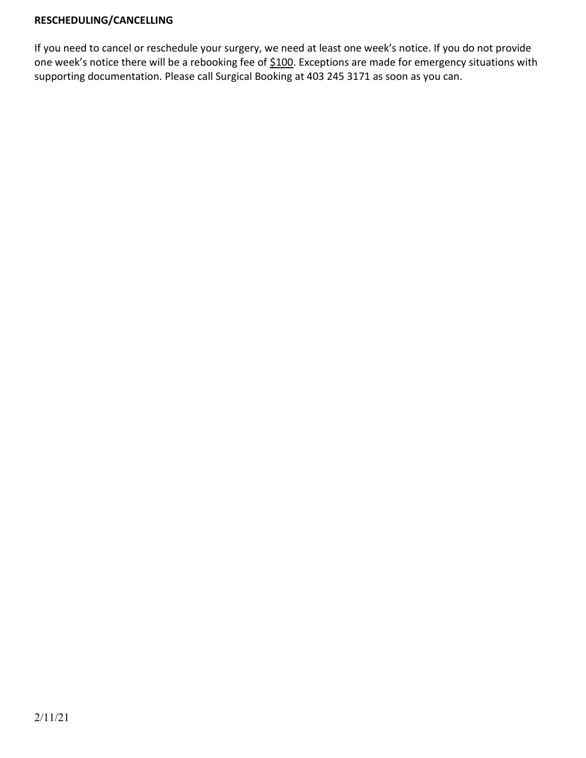**RESCHEDULING/CANCELLING**

If you need to cancel or reschedule your surgery, we need at least one week's notice. If you do not provide one week's notice there will be a rebooking fee of <u>$100</u>. Exceptions are made for emergency situations with supporting documentation. Please call Surgical Booking at 403 245 3171 as soon as you can.

2/11/21